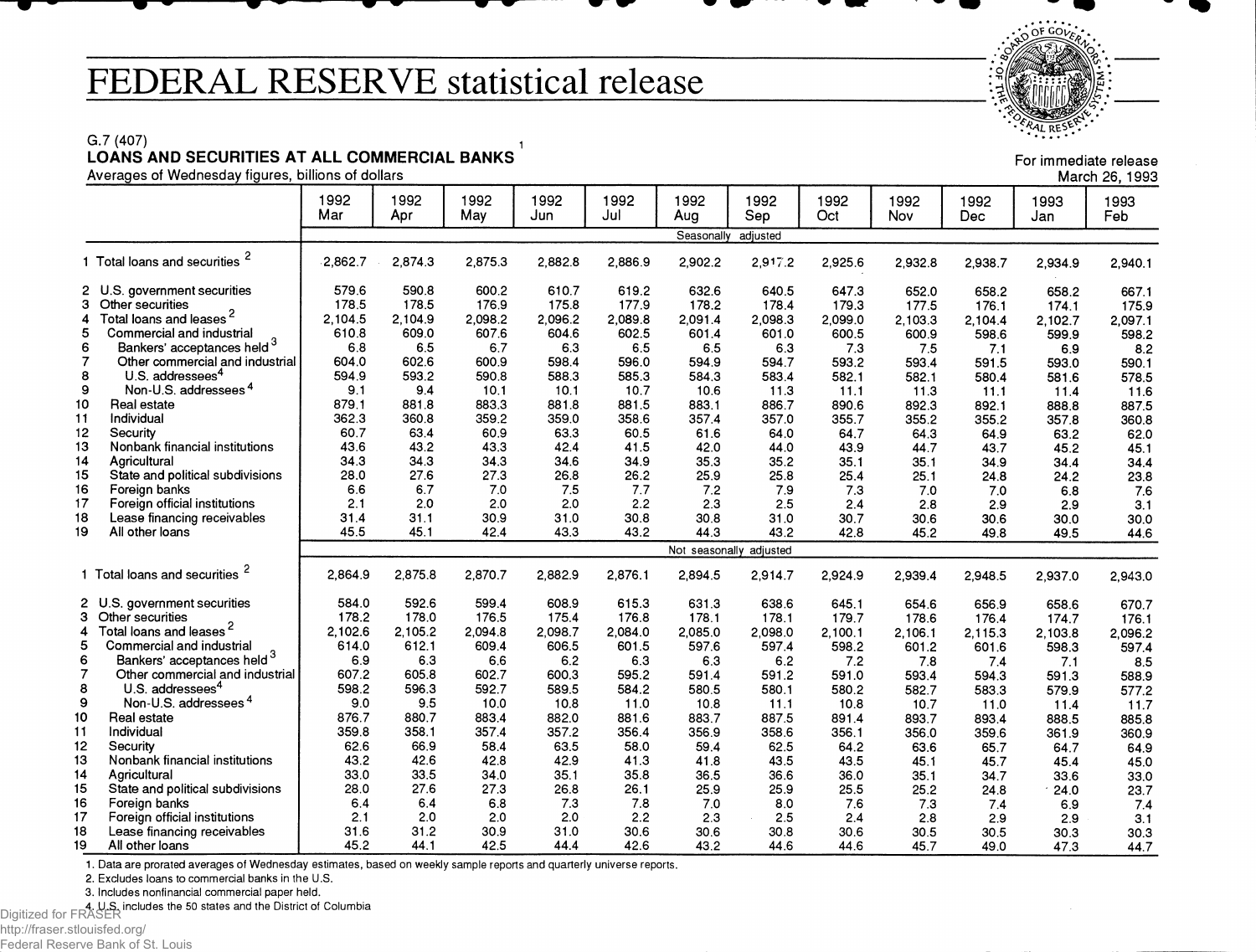# FEDERAL RESERVE statistical release

G.7 (407)

**LOANS AND SECURITIES AT ALL COMMERCIAL BANKS**[1]

Averages of Wednesday figures, billions of dollars

For immediate release
March 26, 1993

| | 1992 Mar | 1992 Apr | 1992 May | 1992 Jun | 1992 Jul | 1992 Aug | 1992 Sep | 1992 Oct | 1992 Nov | 1992 Dec | 1993 Jan | 1993 Feb |
|---|---|---|---|---|---|---|---|---|---|---|---|---|
| | Seasonally adjusted | | | | | | | | | | | |
| 1 Total loans and securities [2] | 2,862.7 | 2,874.3 | 2,875.3 | 2,882.8 | 2,886.9 | 2,902.2 | 2,917.2 | 2,925.6 | 2,932.8 | 2,938.7 | 2,934.9 | 2,940.1 |
| 2 U.S. government securities | 579.6 | 590.8 | 600.2 | 610.7 | 619.2 | 632.6 | 640.5 | 647.3 | 652.0 | 658.2 | 658.2 | 667.1 |
| 3 Other securities | 178.5 | 178.5 | 176.9 | 175.8 | 177.9 | 178.2 | 178.4 | 179.3 | 177.5 | 176.1 | 174.1 | 175.9 |
| 4 Total loans and leases [2] | 2,104.5 | 2,104.9 | 2,098.2 | 2,096.2 | 2,089.8 | 2,091.4 | 2,098.3 | 2,099.0 | 2,103.3 | 2,104.4 | 2,102.7 | 2,097.1 |
| 5 Commercial and industrial | 610.8 | 609.0 | 607.6 | 604.6 | 602.5 | 601.4 | 601.0 | 600.5 | 600.9 | 598.6 | 599.9 | 598.2 |
| 6 Bankers' acceptances held [3] | 6.8 | 6.5 | 6.7 | 6.3 | 6.5 | 6.5 | 6.3 | 7.3 | 7.5 | 7.1 | 6.9 | 8.2 |
| 7 Other commercial and industrial | 604.0 | 602.6 | 600.9 | 598.4 | 596.0 | 594.9 | 594.7 | 593.2 | 593.4 | 591.5 | 593.0 | 590.1 |
| 8 U.S. addressees [4] | 594.9 | 593.2 | 590.8 | 588.3 | 585.3 | 584.3 | 583.4 | 582.1 | 582.1 | 580.4 | 581.6 | 578.5 |
| 9 Non-U.S. addressees [4] | 9.1 | 9.4 | 10.1 | 10.1 | 10.7 | 10.6 | 11.3 | 11.1 | 11.3 | 11.1 | 11.4 | 11.6 |
| 10 Real estate | 879.1 | 881.8 | 883.3 | 881.8 | 881.5 | 883.1 | 886.7 | 890.6 | 892.3 | 892.1 | 888.8 | 887.5 |
| 11 Individual | 362.3 | 360.8 | 359.2 | 359.0 | 358.6 | 357.4 | 357.0 | 355.7 | 355.2 | 355.2 | 357.8 | 360.8 |
| 12 Security | 60.7 | 63.4 | 60.9 | 63.3 | 60.5 | 61.6 | 64.0 | 64.7 | 64.3 | 64.9 | 63.2 | 62.0 |
| 13 Nonbank financial institutions | 43.6 | 43.2 | 43.3 | 42.4 | 41.5 | 42.0 | 44.0 | 43.9 | 44.7 | 43.7 | 45.2 | 45.1 |
| 14 Agricultural | 34.3 | 34.3 | 34.3 | 34.6 | 34.9 | 35.3 | 35.2 | 35.1 | 35.1 | 34.9 | 34.4 | 34.4 |
| 15 State and political subdivisions | 28.0 | 27.6 | 27.3 | 26.8 | 26.2 | 25.9 | 25.8 | 25.4 | 25.1 | 24.8 | 24.2 | 23.8 |
| 16 Foreign banks | 6.6 | 6.7 | 7.0 | 7.5 | 7.7 | 7.2 | 7.9 | 7.3 | 7.0 | 7.0 | 6.8 | 7.6 |
| 17 Foreign official institutions | 2.1 | 2.0 | 2.0 | 2.0 | 2.2 | 2.3 | 2.5 | 2.4 | 2.8 | 2.9 | 2.9 | 3.1 |
| 18 Lease financing receivables | 31.4 | 31.1 | 30.9 | 31.0 | 30.8 | 30.8 | 31.0 | 30.7 | 30.6 | 30.6 | 30.0 | 30.0 |
| 19 All other loans | 45.5 | 45.1 | 42.4 | 43.3 | 43.2 | 44.3 | 43.2 | 42.8 | 45.2 | 49.8 | 49.5 | 44.6 |
| | Not seasonally adjusted | | | | | | | | | | | |
| 1 Total loans and securities [2] | 2,864.9 | 2,875.8 | 2,870.7 | 2,882.9 | 2,876.1 | 2,894.5 | 2,914.7 | 2,924.9 | 2,939.4 | 2,948.5 | 2,937.0 | 2,943.0 |
| 2 U.S. government securities | 584.0 | 592.6 | 599.4 | 608.9 | 615.3 | 631.3 | 638.6 | 645.1 | 654.6 | 656.9 | 658.6 | 670.7 |
| 3 Other securities | 178.2 | 178.0 | 176.5 | 175.4 | 176.8 | 178.1 | 178.1 | 179.7 | 178.6 | 176.4 | 174.7 | 176.1 |
| 4 Total loans and leases [2] | 2,102.6 | 2,105.2 | 2,094.8 | 2,098.7 | 2,084.0 | 2,085.0 | 2,098.0 | 2,100.1 | 2,106.1 | 2,115.3 | 2,103.8 | 2,096.2 |
| 5 Commercial and industrial | 614.0 | 612.1 | 609.4 | 606.5 | 601.5 | 597.6 | 597.4 | 598.2 | 601.2 | 601.6 | 598.3 | 597.4 |
| 6 Bankers' acceptances held [3] | 6.9 | 6.3 | 6.6 | 6.2 | 6.3 | 6.3 | 6.2 | 7.2 | 7.8 | 7.4 | 7.1 | 8.5 |
| 7 Other commercial and industrial | 607.2 | 605.8 | 602.7 | 600.3 | 595.2 | 591.4 | 591.2 | 591.0 | 593.4 | 594.3 | 591.3 | 588.9 |
| 8 U.S. addressees [4] | 598.2 | 596.3 | 592.7 | 589.5 | 584.2 | 580.5 | 580.1 | 580.2 | 582.7 | 583.3 | 579.9 | 577.2 |
| 9 Non-U.S. addressees [4] | 9.0 | 9.5 | 10.0 | 10.8 | 11.0 | 10.8 | 11.1 | 10.8 | 10.7 | 11.0 | 11.4 | 11.7 |
| 10 Real estate | 876.7 | 880.7 | 883.4 | 882.0 | 881.6 | 883.7 | 887.5 | 891.4 | 893.7 | 893.4 | 888.5 | 885.8 |
| 11 Individual | 359.8 | 358.1 | 357.4 | 357.2 | 356.4 | 356.9 | 358.6 | 356.1 | 356.0 | 359.6 | 361.9 | 360.9 |
| 12 Security | 62.6 | 66.9 | 58.4 | 63.5 | 58.0 | 59.4 | 62.5 | 64.2 | 63.6 | 65.7 | 64.7 | 64.9 |
| 13 Nonbank financial institutions | 43.2 | 42.6 | 42.8 | 42.9 | 41.3 | 41.8 | 43.5 | 43.5 | 45.1 | 45.7 | 45.4 | 45.0 |
| 14 Agricultural | 33.0 | 33.5 | 34.0 | 35.1 | 35.8 | 36.5 | 36.6 | 36.0 | 35.1 | 34.7 | 33.6 | 33.0 |
| 15 State and political subdivisions | 28.0 | 27.6 | 27.3 | 26.8 | 26.1 | 25.9 | 25.9 | 25.5 | 25.2 | 24.8 | 24.0 | 23.7 |
| 16 Foreign banks | 6.4 | 6.4 | 6.8 | 7.3 | 7.8 | 7.0 | 8.0 | 7.6 | 7.3 | 7.4 | 6.9 | 7.4 |
| 17 Foreign official institutions | 2.1 | 2.0 | 2.0 | 2.0 | 2.2 | 2.3 | 2.5 | 2.4 | 2.8 | 2.9 | 2.9 | 3.1 |
| 18 Lease financing receivables | 31.6 | 31.2 | 30.9 | 31.0 | 30.6 | 30.6 | 30.8 | 30.6 | 30.5 | 30.5 | 30.3 | 30.3 |
| 19 All other loans | 45.2 | 44.1 | 42.5 | 44.4 | 42.6 | 43.2 | 44.6 | 44.6 | 45.7 | 49.0 | 47.3 | 44.7 |

1. Data are prorated averages of Wednesday estimates, based on weekly sample reports and quarterly universe reports.
2. Excludes loans to commercial banks in the U.S.
3. Includes nonfinancial commercial paper held.
4. U.S. includes the 50 states and the District of Columbia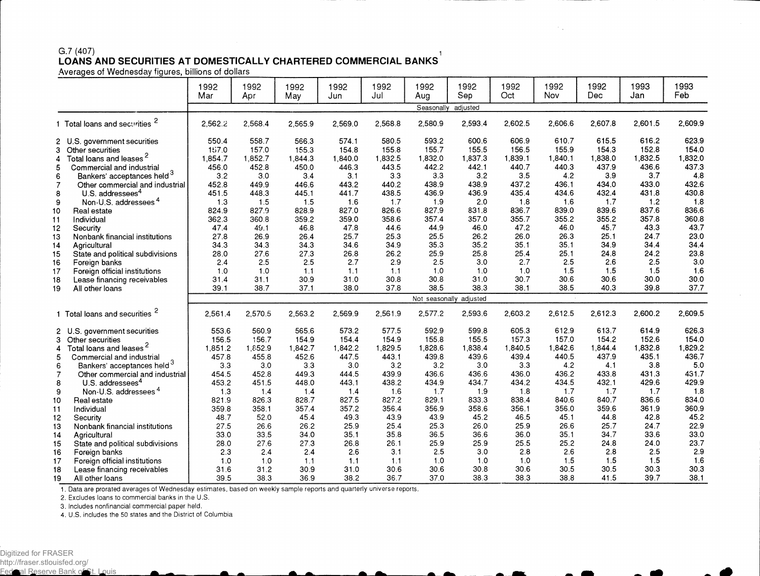G.7 (407)

# LOANS AND SECURITIES AT DOMESTICALLY CHARTERED COMMERCIAL BANKS[1]

Averages of Wednesday figures, billions of dollars

| | 1992 Mar | 1992 Apr | 1992 May | 1992 Jun | 1992 Jul | 1992 Aug | 1992 Sep | 1992 Oct | 1992 Nov | 1992 Dec | 1993 Jan | 1993 Feb |
|---|---|---|---|---|---|---|---|---|---|---|---|---|
| | | | | | | Seasonally adjusted | | | | | | |
| 1 Total loans and securities [2] | 2,562.2 | 2,568.4 | 2,565.9 | 2,569.0 | 2,568.8 | 2,580.9 | 2,593.4 | 2,602.5 | 2,606.6 | 2,607.8 | 2,601.5 | 2,609.9 |
| 2 U.S. government securities | 550.4 | 558.7 | 566.3 | 574.1 | 580.5 | 593.2 | 600.6 | 606.9 | 610.7 | 615.5 | 616.2 | 623.9 |
| 3 Other securities | 157.0 | 157.0 | 155.3 | 154.8 | 155.8 | 155.7 | 155.5 | 156.5 | 155.9 | 154.3 | 152.8 | 154.0 |
| 4 Total loans and leases [2] | 1,854.7 | 1,852.7 | 1,844.3 | 1,840.0 | 1,832.5 | 1,832.0 | 1,837.3 | 1,839.1 | 1,840.1 | 1,838.0 | 1,832.5 | 1,832.0 |
| 5 Commercial and industrial | 456.0 | 452.8 | 450.0 | 446.3 | 443.5 | 442.2 | 442.1 | 440.7 | 440.3 | 437.9 | 436.6 | 437.3 |
| 6 Bankers' acceptances held [3] | 3.2 | 3.0 | 3.4 | 3.1 | 3.3 | 3.3 | 3.2 | 3.5 | 4.2 | 3.9 | 3.7 | 4.8 |
| 7 Other commercial and industrial | 452.8 | 449.9 | 446.6 | 443.2 | 440.2 | 438.9 | 438.9 | 437.2 | 436.1 | 434.0 | 433.0 | 432.6 |
| 8 U.S. addressees [4] | 451.5 | 448.3 | 445.1 | 441.7 | 438.5 | 436.9 | 436.9 | 435.4 | 434.6 | 432.4 | 431.8 | 430.8 |
| 9 Non-U.S. addressees [4] | 1.3 | 1.5 | 1.5 | 1.6 | 1.7 | 1.9 | 2.0 | 1.8 | 1.6 | 1.7 | 1.2 | 1.8 |
| 10 Real estate | 824.9 | 827.9 | 828.9 | 827.0 | 826.6 | 827.9 | 831.8 | 836.7 | 839.0 | 839.6 | 837.6 | 836.6 |
| 11 Individual | 362.3 | 360.8 | 359.2 | 359.0 | 358.6 | 357.4 | 357.0 | 355.7 | 355.2 | 355.2 | 357.8 | 360.8 |
| 12 Security | 47.4 | 49.1 | 46.8 | 47.8 | 44.6 | 44.9 | 46.0 | 47.2 | 46.0 | 45.7 | 43.3 | 43.7 |
| 13 Nonbank financial institutions | 27.8 | 26.9 | 26.4 | 25.7 | 25.3 | 25.5 | 26.2 | 26.0 | 26.3 | 25.1 | 24.7 | 23.0 |
| 14 Agricultural | 34.3 | 34.3 | 34.3 | 34.6 | 34.9 | 35.3 | 35.2 | 35.1 | 35.1 | 34.9 | 34.4 | 34.4 |
| 15 State and political subdivisions | 28.0 | 27.6 | 27.3 | 26.8 | 26.2 | 25.9 | 25.8 | 25.4 | 25.1 | 24.8 | 24.2 | 23.8 |
| 16 Foreign banks | 2.4 | 2.5 | 2.5 | 2.7 | 2.9 | 2.5 | 3.0 | 2.7 | 2.5 | 2.6 | 2.5 | 3.0 |
| 17 Foreign official institutions | 1.0 | 1.0 | 1.1 | 1.1 | 1.1 | 1.0 | 1.0 | 1.0 | 1.5 | 1.5 | 1.5 | 1.6 |
| 18 Lease financing receivables | 31.4 | 31.1 | 30.9 | 31.0 | 30.8 | 30.8 | 31.0 | 30.7 | 30.6 | 30.6 | 30.0 | 30.0 |
| 19 All other loans | 39.1 | 38.7 | 37.1 | 38.0 | 37.8 | 38.5 | 38.3 | 38.1 | 38.5 | 40.3 | 39.8 | 37.7 |
| | | | | | | Not seasonally adjusted | | | | | | |
| 1 Total loans and securities [2] | 2,561.4 | 2,570.5 | 2,563.2 | 2,569.9 | 2,561.9 | 2,577.2 | 2,593.6 | 2,603.2 | 2,612.5 | 2,612.3 | 2,600.2 | 2,609.5 |
| 2 U.S. government securities | 553.6 | 560.9 | 565.6 | 573.2 | 577.5 | 592.9 | 599.8 | 605.3 | 612.9 | 613.7 | 614.9 | 626.3 |
| 3 Other securities | 156.5 | 156.7 | 154.9 | 154.4 | 154.9 | 155.8 | 155.5 | 157.3 | 157.0 | 154.2 | 152.6 | 154.0 |
| 4 Total loans and leases [2] | 1,851.2 | 1,852.9 | 1,842.7 | 1,842.2 | 1,829.5 | 1,828.6 | 1,838.4 | 1,840.5 | 1,842.6 | 1,844.4 | 1,832.8 | 1,829.2 |
| 5 Commercial and industrial | 457.8 | 455.8 | 452.6 | 447.5 | 443.1 | 439.8 | 439.6 | 439.4 | 440.5 | 437.9 | 435.1 | 436.7 |
| 6 Bankers' acceptances held [3] | 3.3 | 3.0 | 3.3 | 3.0 | 3.2 | 3.2 | 3.0 | 3.3 | 4.2 | 4.1 | 3.8 | 5.0 |
| 7 Other commercial and industrial | 454.5 | 452.8 | 449.3 | 444.5 | 439.9 | 436.6 | 436.6 | 436.0 | 436.2 | 433.8 | 431.3 | 431.7 |
| 8 U.S. addressees [4] | 453.2 | 451.5 | 448.0 | 443.1 | 438.2 | 434.9 | 434.7 | 434.2 | 434.5 | 432.1 | 429.6 | 429.9 |
| 9 Non-U.S. addressees [4] | 1.3 | 1.4 | 1.4 | 1.4 | 1.6 | 1.7 | 1.9 | 1.8 | 1.7 | 1.7 | 1.7 | 1.8 |
| 10 Real estate | 821.9 | 826.3 | 828.7 | 827.5 | 827.2 | 829.1 | 833.3 | 838.4 | 840.6 | 840.7 | 836.6 | 834.0 |
| 11 Individual | 359.8 | 358.1 | 357.4 | 357.2 | 356.4 | 356.9 | 358.6 | 356.1 | 356.0 | 359.6 | 361.9 | 360.9 |
| 12 Security | 48.7 | 52.0 | 45.4 | 49.3 | 43.9 | 43.9 | 45.2 | 46.5 | 45.1 | 44.8 | 42.8 | 45.2 |
| 13 Nonbank financial institutions | 27.5 | 26.6 | 26.2 | 25.9 | 25.4 | 25.3 | 26.0 | 25.9 | 26.6 | 25.7 | 24.7 | 22.9 |
| 14 Agricultural | 33.0 | 33.5 | 34.0 | 35.1 | 35.8 | 36.5 | 36.6 | 36.0 | 35.1 | 34.7 | 33.6 | 33.0 |
| 15 State and political subdivisions | 28.0 | 27.6 | 27.3 | 26.8 | 26.1 | 25.9 | 25.9 | 25.5 | 25.2 | 24.8 | 24.0 | 23.7 |
| 16 Foreign banks | 2.3 | 2.4 | 2.4 | 2.6 | 3.1 | 2.5 | 3.0 | 2.8 | 2.6 | 2.8 | 2.5 | 2.9 |
| 17 Foreign official institutions | 1.0 | 1.0 | 1.1 | 1.1 | 1.1 | 1.0 | 1.0 | 1.0 | 1.5 | 1.5 | 1.5 | 1.6 |
| 18 Lease financing receivables | 31.6 | 31.2 | 30.9 | 31.0 | 30.6 | 30.6 | 30.8 | 30.6 | 30.5 | 30.5 | 30.3 | 30.3 |
| 19 All other loans | 39.5 | 38.3 | 36.9 | 38.2 | 36.7 | 37.0 | 38.3 | 38.3 | 38.8 | 41.5 | 39.7 | 38.1 |

1. Data are prorated averages of Wednesday estimates, based on weekly sample reports and quarterly universe reports.

2. Excludes loans to commercial banks in the U.S.

3. Includes nonfinancial commercial paper held.

4. U.S. includes the 50 states and the District of Columbia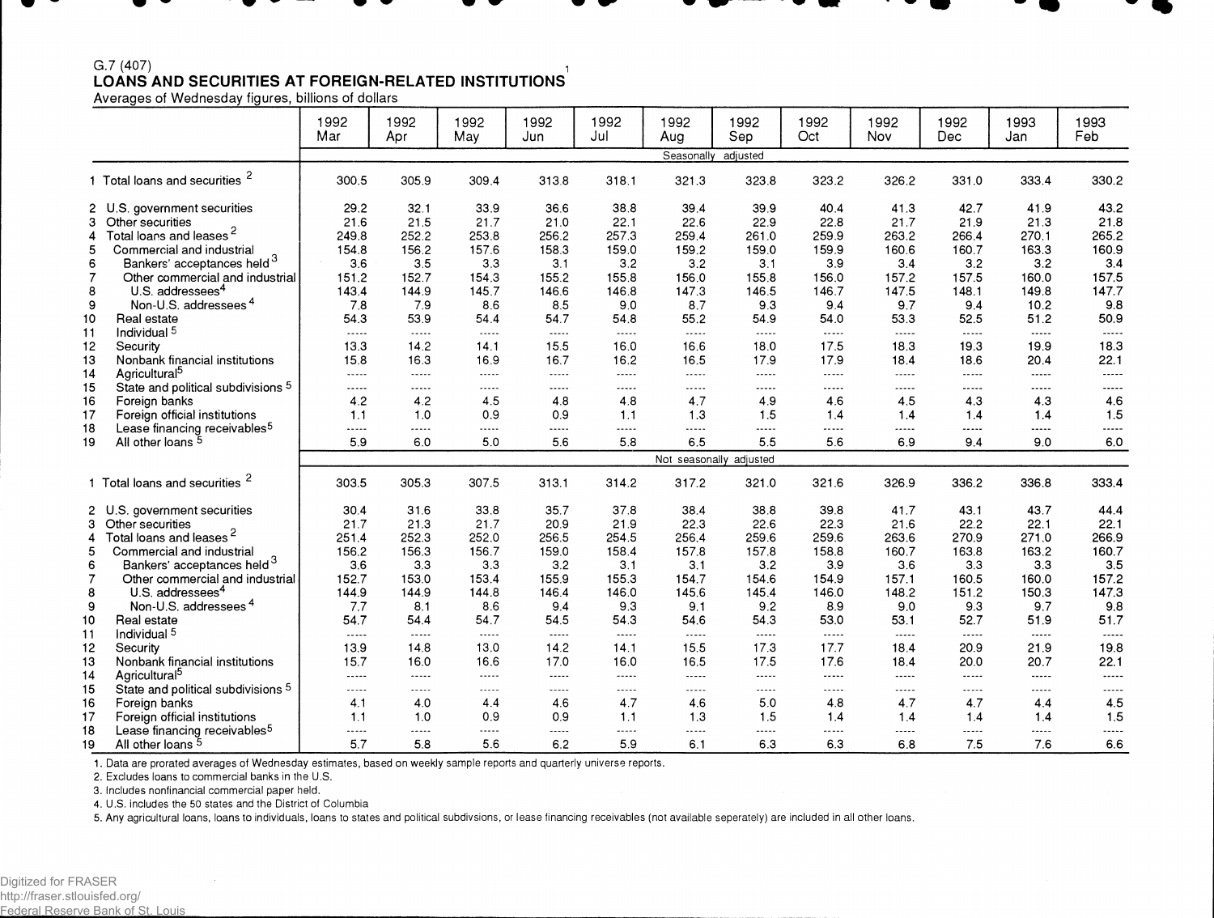G.7 (407)

## LOANS AND SECURITIES AT FOREIGN-RELATED INSTITUTIONS[1]

Averages of Wednesday figures, billions of dollars

| | 1992 Mar | 1992 Apr | 1992 May | 1992 Jun | 1992 Jul | 1992 Aug | 1992 Sep | 1992 Oct | 1992 Nov | 1992 Dec | 1993 Jan | 1993 Feb |
|---|---|---|---|---|---|---|---|---|---|---|---|---|
| | | | | | | Seasonally adjusted | | | | | | |
| 1 Total loans and securities [2] | 300.5 | 305.9 | 309.4 | 313.8 | 318.1 | 321.3 | 323.8 | 323.2 | 326.2 | 331.0 | 333.4 | 330.2 |
| 2 U.S. government securities | 29.2 | 32.1 | 33.9 | 36.6 | 38.8 | 39.4 | 39.9 | 40.4 | 41.3 | 42.7 | 41.9 | 43.2 |
| 3 Other securities | 21.6 | 21.5 | 21.7 | 21.0 | 22.1 | 22.6 | 22.9 | 22.8 | 21.7 | 21.9 | 21.3 | 21.8 |
| 4 Total loans and leases [2] | 249.8 | 252.2 | 253.8 | 256.2 | 257.3 | 259.4 | 261.0 | 259.9 | 263.2 | 266.4 | 270.1 | 265.2 |
| 5 Commercial and industrial | 154.8 | 156.2 | 157.6 | 158.3 | 159.0 | 159.2 | 159.0 | 159.9 | 160.6 | 160.7 | 163.3 | 160.9 |
| 6 Bankers' acceptances held [3] | 3.6 | 3.5 | 3.3 | 3.1 | 3.2 | 3.2 | 3.1 | 3.9 | 3.4 | 3.2 | 3.2 | 3.4 |
| 7 Other commercial and industrial | 151.2 | 152.7 | 154.3 | 155.2 | 155.8 | 156.0 | 155.8 | 156.0 | 157.2 | 157.5 | 160.0 | 157.5 |
| 8 U.S. addressees [4] | 143.4 | 144.9 | 145.7 | 146.6 | 146.8 | 147.3 | 146.5 | 146.7 | 147.5 | 148.1 | 149.8 | 147.7 |
| 9 Non-U.S. addressees [4] | 7.8 | 7.9 | 8.6 | 8.5 | 9.0 | 8.7 | 9.3 | 9.4 | 9.7 | 9.4 | 10.2 | 9.8 |
| 10 Real estate | 54.3 | 53.9 | 54.4 | 54.7 | 54.8 | 55.2 | 54.9 | 54.0 | 53.3 | 52.5 | 51.2 | 50.9 |
| 11 Individual [5] | ----- | ----- | ----- | ----- | ----- | ----- | ----- | ----- | ----- | ----- | ----- | ----- |
| 12 Security | 13.3 | 14.2 | 14.1 | 15.5 | 16.0 | 16.6 | 18.0 | 17.5 | 18.3 | 19.3 | 19.9 | 18.3 |
| 13 Nonbank financial institutions | 15.8 | 16.3 | 16.9 | 16.7 | 16.2 | 16.5 | 17.9 | 17.9 | 18.4 | 18.6 | 20.4 | 22.1 |
| 14 Agricultural [5] | ----- | ----- | ----- | ----- | ----- | ----- | ----- | ----- | ----- | ----- | ----- | ----- |
| 15 State and political subdivisions [5] | ----- | ----- | ----- | ----- | ----- | ----- | ----- | ----- | ----- | ----- | ----- | ----- |
| 16 Foreign banks | 4.2 | 4.2 | 4.5 | 4.8 | 4.8 | 4.7 | 4.9 | 4.6 | 4.5 | 4.3 | 4.3 | 4.6 |
| 17 Foreign official institutions | 1.1 | 1.0 | 0.9 | 0.9 | 1.1 | 1.3 | 1.5 | 1.4 | 1.4 | 1.4 | 1.4 | 1.5 |
| 18 Lease financing receivables [5] | ----- | ----- | ----- | ----- | ----- | ----- | ----- | ----- | ----- | ----- | ----- | ----- |
| 19 All other loans [5] | 5.9 | 6.0 | 5.0 | 5.6 | 5.8 | 6.5 | 5.5 | 5.6 | 6.9 | 9.4 | 9.0 | 6.0 |
| | | | | | | Not seasonally adjusted | | | | | | |
| 1 Total loans and securities [2] | 303.5 | 305.3 | 307.5 | 313.1 | 314.2 | 317.2 | 321.0 | 321.6 | 326.9 | 336.2 | 336.8 | 333.4 |
| 2 U.S. government securities | 30.4 | 31.6 | 33.8 | 35.7 | 37.8 | 38.4 | 38.8 | 39.8 | 41.7 | 43.1 | 43.7 | 44.4 |
| 3 Other securities | 21.7 | 21.3 | 21.7 | 20.9 | 21.9 | 22.3 | 22.6 | 22.3 | 21.6 | 22.2 | 22.1 | 22.1 |
| 4 Total loans and leases [2] | 251.4 | 252.3 | 252.0 | 256.5 | 254.5 | 256.4 | 259.6 | 259.6 | 263.6 | 270.9 | 271.0 | 266.9 |
| 5 Commercial and industrial | 156.2 | 156.3 | 156.7 | 159.0 | 158.4 | 157.8 | 157.8 | 158.8 | 160.7 | 163.8 | 163.2 | 160.7 |
| 6 Bankers' acceptances held [3] | 3.6 | 3.3 | 3.3 | 3.2 | 3.1 | 3.1 | 3.2 | 3.9 | 3.6 | 3.3 | 3.3 | 3.5 |
| 7 Other commercial and industrial | 152.7 | 153.0 | 153.4 | 155.9 | 155.3 | 154.7 | 154.6 | 154.9 | 157.1 | 160.5 | 160.0 | 157.2 |
| 8 U.S. addressees [4] | 144.9 | 144.9 | 144.8 | 146.4 | 146.0 | 145.6 | 145.4 | 146.0 | 148.2 | 151.2 | 150.3 | 147.3 |
| 9 Non-U.S. addressees [4] | 7.7 | 8.1 | 8.6 | 9.4 | 9.3 | 9.1 | 9.2 | 8.9 | 9.0 | 9.3 | 9.7 | 9.8 |
| 10 Real estate | 54.7 | 54.4 | 54.7 | 54.5 | 54.3 | 54.6 | 54.3 | 53.0 | 53.1 | 52.7 | 51.9 | 51.7 |
| 11 Individual [5] | ----- | ----- | ----- | ----- | ----- | ----- | ----- | ----- | ----- | ----- | ----- | ----- |
| 12 Security | 13.9 | 14.8 | 13.0 | 14.2 | 14.1 | 15.5 | 17.3 | 17.7 | 18.4 | 20.9 | 21.9 | 19.8 |
| 13 Nonbank financial institutions | 15.7 | 16.0 | 16.6 | 17.0 | 16.0 | 16.5 | 17.5 | 17.6 | 18.4 | 20.0 | 20.7 | 22.1 |
| 14 Agricultural [5] | ----- | ----- | ----- | ----- | ----- | ----- | ----- | ----- | ----- | ----- | ----- | ----- |
| 15 State and political subdivisions [5] | ----- | ----- | ----- | ----- | ----- | ----- | ----- | ----- | ----- | ----- | ----- | ----- |
| 16 Foreign banks | 4.1 | 4.0 | 4.4 | 4.6 | 4.7 | 4.6 | 5.0 | 4.8 | 4.7 | 4.7 | 4.4 | 4.5 |
| 17 Foreign official institutions | 1.1 | 1.0 | 0.9 | 0.9 | 1.1 | 1.3 | 1.5 | 1.4 | 1.4 | 1.4 | 1.4 | 1.5 |
| 18 Lease financing receivables [5] | ----- | ----- | ----- | ----- | ----- | ----- | ----- | ----- | ----- | ----- | ----- | ----- |
| 19 All other loans [5] | 5.7 | 5.8 | 5.6 | 6.2 | 5.9 | 6.1 | 6.3 | 6.3 | 6.8 | 7.5 | 7.6 | 6.6 |

1. Data are prorated averages of Wednesday estimates, based on weekly sample reports and quarterly universe reports.
2. Excludes loans to commercial banks in the U.S.
3. Includes nonfinancial commercial paper held.
4. U.S. includes the 50 states and the District of Columbia
5. Any agricultural loans, loans to individuals, loans to states and political subdivsions, or lease financing receivables (not available seperately) are included in all other loans.